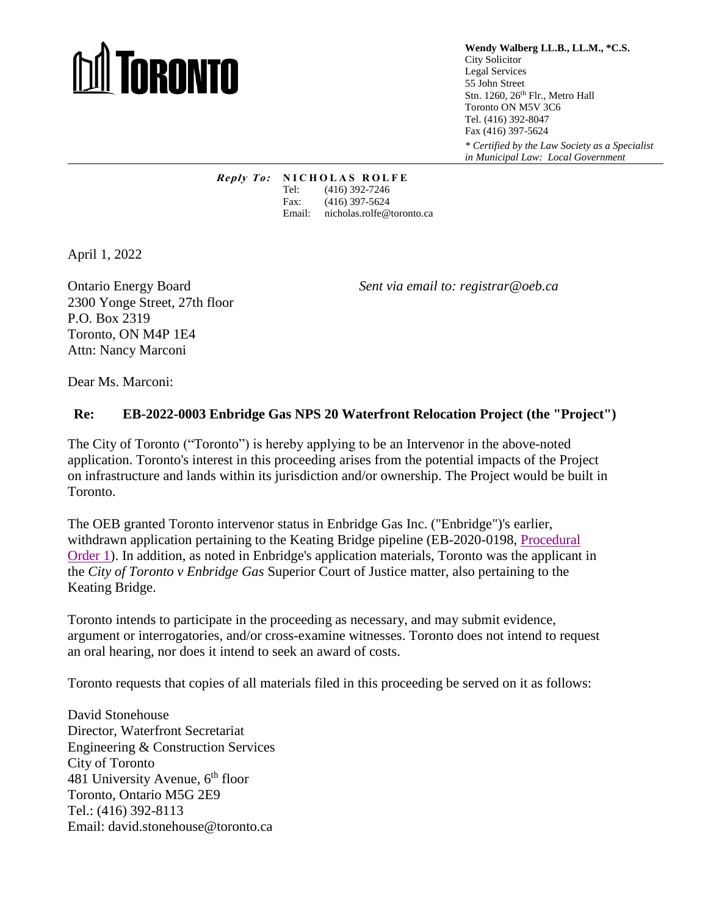# TORONTO

**Wendy Walberg LL.B., LL.M., \*C.S.**
City Solicitor
Legal Services
55 John Street
Stn. 1260, 26th Flr., Metro Hall
Toronto ON M5V 3C6
Tel. (416) 392-8047
Fax (416) 397-5624
*\* Certified by the Law Society as a Specialist in Municipal Law: Local Government*

***Reply To:*** **NICHOLAS ROLFE**
Tel: (416) 392-7246
Fax: (416) 397-5624
Email: nicholas.rolfe@toronto.ca

April 1, 2022

Ontario Energy Board
2300 Yonge Street, 27th floor
P.O. Box 2319
Toronto, ON M4P 1E4
Attn: Nancy Marconi

*Sent via email to: registrar@oeb.ca*

Dear Ms. Marconi:

**Re: EB-2022-0003 Enbridge Gas NPS 20 Waterfront Relocation Project (the "Project")**

The City of Toronto ("Toronto") is hereby applying to be an Intervenor in the above-noted application. Toronto's interest in this proceeding arises from the potential impacts of the Project on infrastructure and lands within its jurisdiction and/or ownership. The Project would be built in Toronto.

The OEB granted Toronto intervenor status in Enbridge Gas Inc. ("Enbridge")'s earlier, withdrawn application pertaining to the Keating Bridge pipeline (EB-2020-0198, Procedural Order 1). In addition, as noted in Enbridge's application materials, Toronto was the applicant in the *City of Toronto v Enbridge Gas* Superior Court of Justice matter, also pertaining to the Keating Bridge.

Toronto intends to participate in the proceeding as necessary, and may submit evidence, argument or interrogatories, and/or cross-examine witnesses. Toronto does not intend to request an oral hearing, nor does it intend to seek an award of costs.

Toronto requests that copies of all materials filed in this proceeding be served on it as follows:

David Stonehouse
Director, Waterfront Secretariat
Engineering & Construction Services
City of Toronto
481 University Avenue, 6th floor
Toronto, Ontario M5G 2E9
Tel.: (416) 392-8113
Email: david.stonehouse@toronto.ca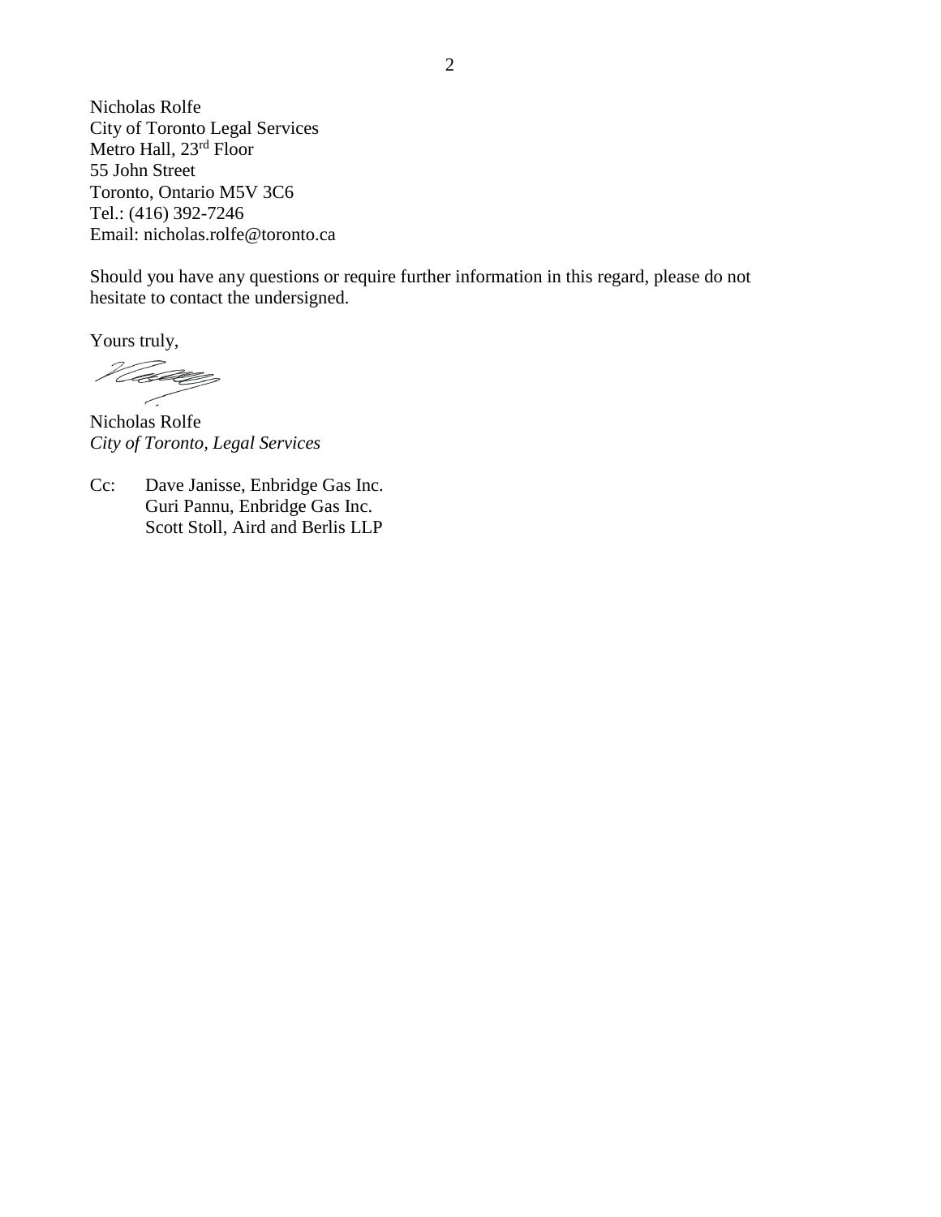Nicholas Rolfe
City of Toronto Legal Services
Metro Hall, 23rd Floor
55 John Street
Toronto, Ontario M5V 3C6
Tel.: (416) 392-7246
Email: nicholas.rolfe@toronto.ca

Should you have any questions or require further information in this regard, please do not hesitate to contact the undersigned.

Yours truly,

Nicholas Rolfe
*City of Toronto, Legal Services*

Cc: Dave Janisse, Enbridge Gas Inc.
Guri Pannu, Enbridge Gas Inc.
Scott Stoll, Aird and Berlis LLP